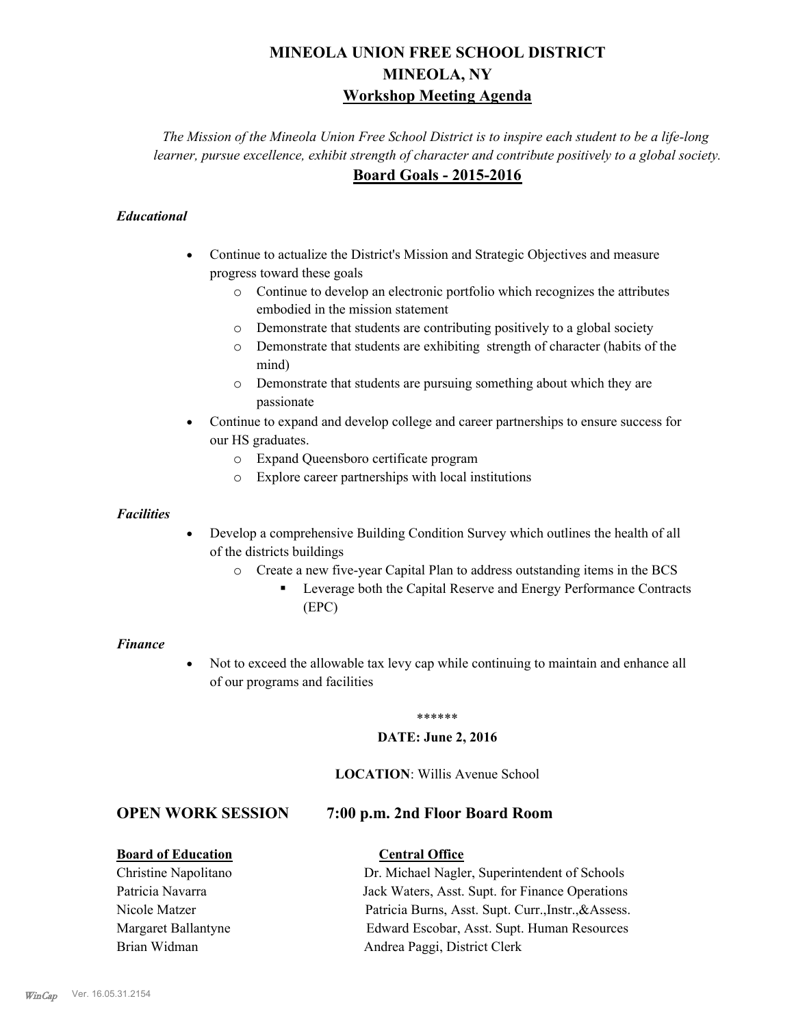# MINEOLA UNION FREE SCHOOL DISTRICT
# MINEOLA, NY
## Workshop Meeting Agenda

*The Mission of the Mineola Union Free School District is to inspire each student to be a life-long learner, pursue excellence, exhibit strength of character and contribute positively to a global society.*

## Board Goals - 2015-2016

***Educational***

- Continue to actualize the District's Mission and Strategic Objectives and measure progress toward these goals
    - Continue to develop an electronic portfolio which recognizes the attributes embodied in the mission statement
    - Demonstrate that students are contributing positively to a global society
    - Demonstrate that students are exhibiting strength of character (habits of the mind)
    - Demonstrate that students are pursuing something about which they are passionate
- Continue to expand and develop college and career partnerships to ensure success for our HS graduates.
    - Expand Queensboro certificate program
    - Explore career partnerships with local institutions

***Facilities***

- Develop a comprehensive Building Condition Survey which outlines the health of all of the districts buildings
    - Create a new five-year Capital Plan to address outstanding items in the BCS
        - Leverage both the Capital Reserve and Energy Performance Contracts (EPC)

***Finance***

- Not to exceed the allowable tax levy cap while continuing to maintain and enhance all of our programs and facilities

\*\*\*\*\*\*

**DATE: June 2, 2016**

**LOCATION**: Willis Avenue School

## OPEN WORK SESSION 7:00 p.m. 2nd Floor Board Room

| **Board of Education** | **Central Office** |
|---|---|
| Christine Napolitano | Dr. Michael Nagler, Superintendent of Schools |
| Patricia Navarra | Jack Waters, Asst. Supt. for Finance Operations |
| Nicole Matzer | Patricia Burns, Asst. Supt. Curr.,Instr.,&Assess. |
| Margaret Ballantyne | Edward Escobar, Asst. Supt. Human Resources |
| Brian Widman | Andrea Paggi, District Clerk |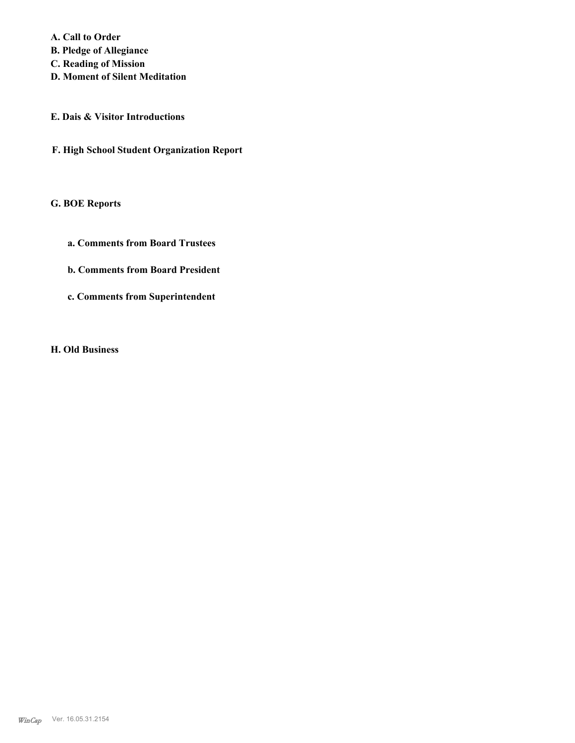**A. Call to Order**
**B. Pledge of Allegiance**
**C. Reading of Mission**
**D. Moment of Silent Meditation**

**E. Dais & Visitor Introductions**

**F. High School Student Organization Report**

**G. BOE Reports**

**a. Comments from Board Trustees**

**b. Comments from Board President**

**c. Comments from Superintendent**

**H. Old Business**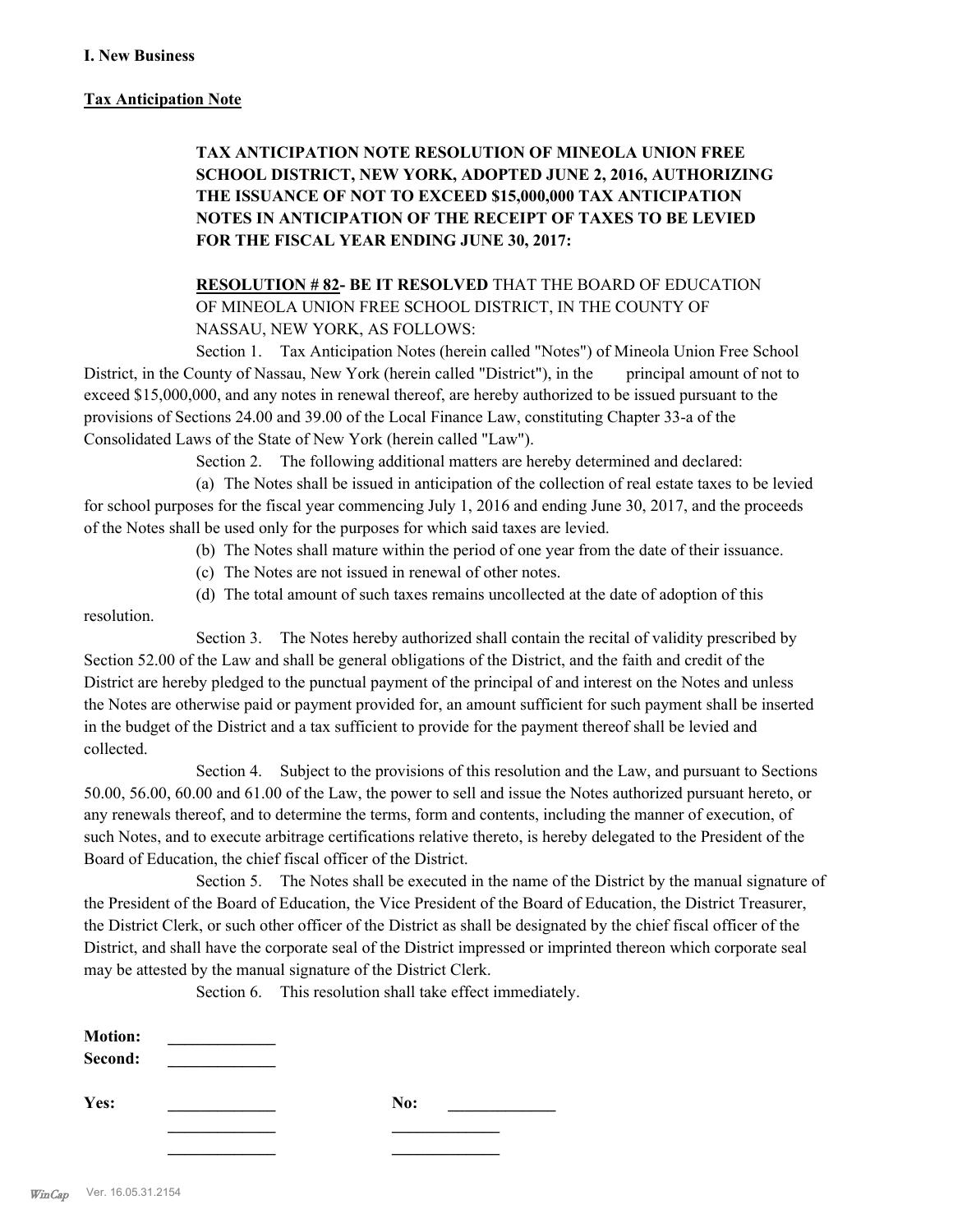**I. New Business**

**Tax Anticipation Note**

**TAX ANTICIPATION NOTE RESOLUTION OF MINEOLA UNION FREE SCHOOL DISTRICT, NEW YORK, ADOPTED JUNE 2, 2016, AUTHORIZING THE ISSUANCE OF NOT TO EXCEED $15,000,000 TAX ANTICIPATION NOTES IN ANTICIPATION OF THE RECEIPT OF TAXES TO BE LEVIED FOR THE FISCAL YEAR ENDING JUNE 30, 2017:**

**RESOLUTION # 82- BE IT RESOLVED** THAT THE BOARD OF EDUCATION OF MINEOLA UNION FREE SCHOOL DISTRICT, IN THE COUNTY OF NASSAU, NEW YORK, AS FOLLOWS:

Section 1. Tax Anticipation Notes (herein called "Notes") of Mineola Union Free School District, in the County of Nassau, New York (herein called "District"), in the principal amount of not to exceed $15,000,000, and any notes in renewal thereof, are hereby authorized to be issued pursuant to the provisions of Sections 24.00 and 39.00 of the Local Finance Law, constituting Chapter 33-a of the Consolidated Laws of the State of New York (herein called "Law").

Section 2. The following additional matters are hereby determined and declared:

(a) The Notes shall be issued in anticipation of the collection of real estate taxes to be levied for school purposes for the fiscal year commencing July 1, 2016 and ending June 30, 2017, and the proceeds of the Notes shall be used only for the purposes for which said taxes are levied.

(b) The Notes shall mature within the period of one year from the date of their issuance.

(c) The Notes are not issued in renewal of other notes.

(d) The total amount of such taxes remains uncollected at the date of adoption of this resolution.

Section 3. The Notes hereby authorized shall contain the recital of validity prescribed by Section 52.00 of the Law and shall be general obligations of the District, and the faith and credit of the District are hereby pledged to the punctual payment of the principal of and interest on the Notes and unless the Notes are otherwise paid or payment provided for, an amount sufficient for such payment shall be inserted in the budget of the District and a tax sufficient to provide for the payment thereof shall be levied and collected.

Section 4. Subject to the provisions of this resolution and the Law, and pursuant to Sections 50.00, 56.00, 60.00 and 61.00 of the Law, the power to sell and issue the Notes authorized pursuant hereto, or any renewals thereof, and to determine the terms, form and contents, including the manner of execution, of such Notes, and to execute arbitrage certifications relative thereto, is hereby delegated to the President of the Board of Education, the chief fiscal officer of the District.

Section 5. The Notes shall be executed in the name of the District by the manual signature of the President of the Board of Education, the Vice President of the Board of Education, the District Treasurer, the District Clerk, or such other officer of the District as shall be designated by the chief fiscal officer of the District, and shall have the corporate seal of the District impressed or imprinted thereon which corporate seal may be attested by the manual signature of the District Clerk.

Section 6. This resolution shall take effect immediately.

**Motion:** _____________
**Second:** _____________

**Yes:** _____________ **No:** _____________
_____________ _____________
_____________ _____________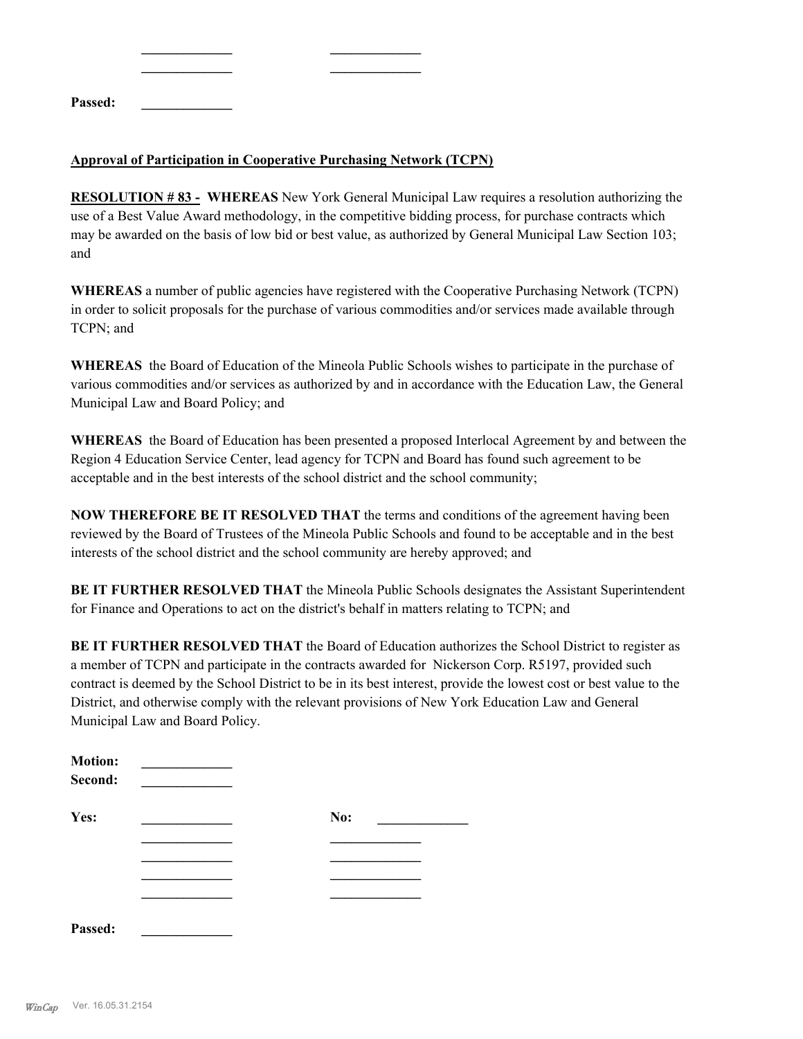| | |
|---|---|
| _____________ | _____________ |
| _____________ | _____________ |

**Passed:** _____________

**Approval of Participation in Cooperative Purchasing Network (TCPN)**

**RESOLUTION # 83 - WHEREAS** New York General Municipal Law requires a resolution authorizing the use of a Best Value Award methodology, in the competitive bidding process, for purchase contracts which may be awarded on the basis of low bid or best value, as authorized by General Municipal Law Section 103; and

**WHEREAS** a number of public agencies have registered with the Cooperative Purchasing Network (TCPN) in order to solicit proposals for the purchase of various commodities and/or services made available through TCPN; and

**WHEREAS** the Board of Education of the Mineola Public Schools wishes to participate in the purchase of various commodities and/or services as authorized by and in accordance with the Education Law, the General Municipal Law and Board Policy; and

**WHEREAS** the Board of Education has been presented a proposed Interlocal Agreement by and between the Region 4 Education Service Center, lead agency for TCPN and Board has found such agreement to be acceptable and in the best interests of the school district and the school community;

**NOW THEREFORE BE IT RESOLVED THAT** the terms and conditions of the agreement having been reviewed by the Board of Trustees of the Mineola Public Schools and found to be acceptable and in the best interests of the school district and the school community are hereby approved; and

**BE IT FURTHER RESOLVED THAT** the Mineola Public Schools designates the Assistant Superintendent for Finance and Operations to act on the district's behalf in matters relating to TCPN; and

**BE IT FURTHER RESOLVED THAT** the Board of Education authorizes the School District to register as a member of TCPN and participate in the contracts awarded for Nickerson Corp. R5197, provided such contract is deemed by the School District to be in its best interest, provide the lowest cost or best value to the District, and otherwise comply with the relevant provisions of New York Education Law and General Municipal Law and Board Policy.

**Motion:** _____________
**Second:** _____________

| **Yes:** | _____________ | **No:** | _____________ |
|---|---|---|---|
| | _____________ | | _____________ |
| | _____________ | | _____________ |
| | _____________ | | _____________ |
| | _____________ | | _____________ |

**Passed:** _____________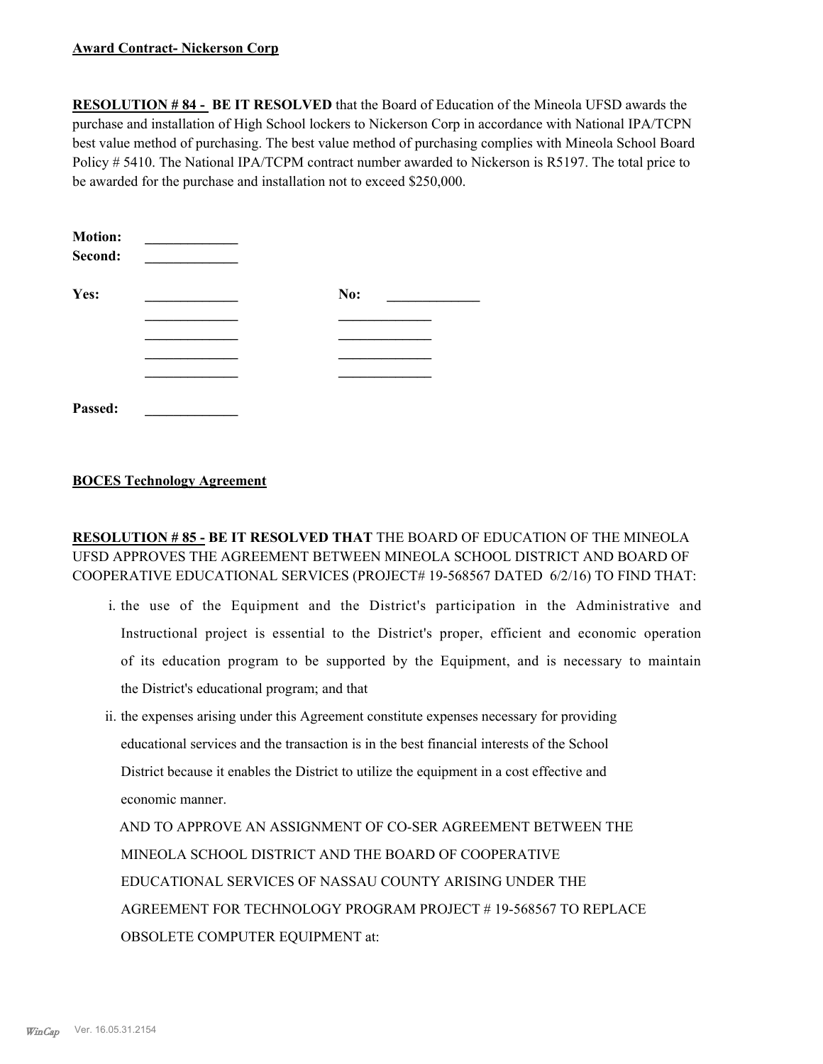**Award Contract- Nickerson Corp**

**RESOLUTION # 84 - BE IT RESOLVED** that the Board of Education of the Mineola UFSD awards the purchase and installation of High School lockers to Nickerson Corp in accordance with National IPA/TCPN best value method of purchasing. The best value method of purchasing complies with Mineola School Board Policy # 5410. The National IPA/TCPM contract number awarded to Nickerson is R5197. The total price to be awarded for the purchase and installation not to exceed $250,000.

**Motion:** _____________
**Second:** _____________

| **Yes:** | _____________ | **No:** | _____________ |
|---|---|---|---|
| | _____________ | | _____________ |
| | _____________ | | _____________ |
| | _____________ | | _____________ |
| | _____________ | | _____________ |

**Passed:** _____________

**BOCES Technology Agreement**

**RESOLUTION # 85 - BE IT RESOLVED THAT** THE BOARD OF EDUCATION OF THE MINEOLA UFSD APPROVES THE AGREEMENT BETWEEN MINEOLA SCHOOL DISTRICT AND BOARD OF COOPERATIVE EDUCATIONAL SERVICES (PROJECT# 19-568567 DATED 6/2/16) TO FIND THAT:

i. the use of the Equipment and the District's participation in the Administrative and Instructional project is essential to the District's proper, efficient and economic operation of its education program to be supported by the Equipment, and is necessary to maintain the District's educational program; and that

ii. the expenses arising under this Agreement constitute expenses necessary for providing educational services and the transaction is in the best financial interests of the School District because it enables the District to utilize the equipment in a cost effective and economic manner.

AND TO APPROVE AN ASSIGNMENT OF CO-SER AGREEMENT BETWEEN THE MINEOLA SCHOOL DISTRICT AND THE BOARD OF COOPERATIVE EDUCATIONAL SERVICES OF NASSAU COUNTY ARISING UNDER THE AGREEMENT FOR TECHNOLOGY PROGRAM PROJECT # 19-568567 TO REPLACE OBSOLETE COMPUTER EQUIPMENT at: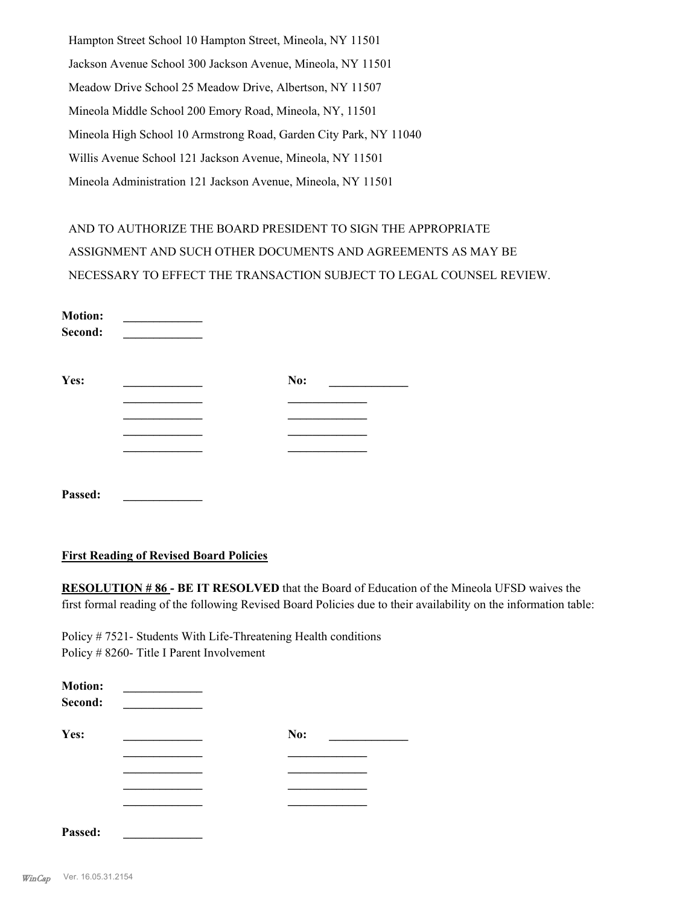Hampton Street School 10 Hampton Street, Mineola, NY 11501

Jackson Avenue School 300 Jackson Avenue, Mineola, NY 11501

Meadow Drive School 25 Meadow Drive, Albertson, NY 11507

Mineola Middle School 200 Emory Road, Mineola, NY, 11501

Mineola High School 10 Armstrong Road, Garden City Park, NY 11040

Willis Avenue School 121 Jackson Avenue, Mineola, NY 11501

Mineola Administration 121 Jackson Avenue, Mineola, NY 11501

AND TO AUTHORIZE THE BOARD PRESIDENT TO SIGN THE APPROPRIATE ASSIGNMENT AND SUCH OTHER DOCUMENTS AND AGREEMENTS AS MAY BE NECESSARY TO EFFECT THE TRANSACTION SUBJECT TO LEGAL COUNSEL REVIEW.

**Motion:** _____________
**Second:** _____________

**Yes:** _____________ **No:** _____________
_____________ _____________
_____________ _____________
_____________ _____________
_____________ _____________

**Passed:** _____________

**First Reading of Revised Board Policies**

**RESOLUTION # 86 - BE IT RESOLVED** that the Board of Education of the Mineola UFSD waives the first formal reading of the following Revised Board Policies due to their availability on the information table:

Policy # 7521- Students With Life-Threatening Health conditions
Policy # 8260- Title I Parent Involvement

**Motion:** _____________
**Second:** _____________

**Yes:** _____________ **No:** _____________
_____________ _____________
_____________ _____________
_____________ _____________
_____________ _____________

**Passed:** _____________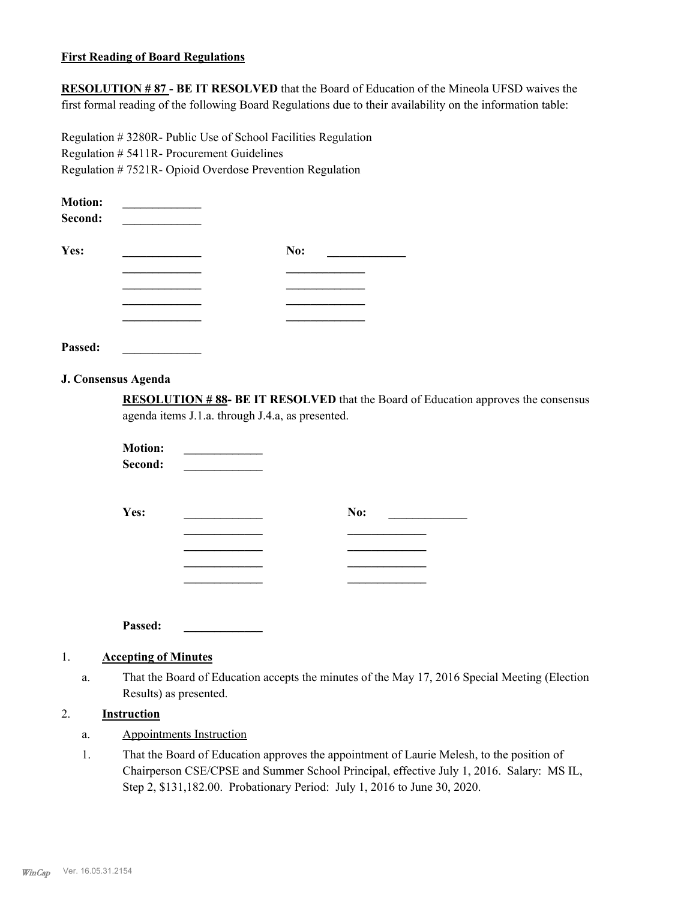**First Reading of Board Regulations**

**RESOLUTION # 87 - BE IT RESOLVED** that the Board of Education of the Mineola UFSD waives the first formal reading of the following Board Regulations due to their availability on the information table:

Regulation # 3280R- Public Use of School Facilities Regulation
Regulation # 5411R- Procurement Guidelines
Regulation # 7521R- Opioid Overdose Prevention Regulation

**Motion:** _____________
**Second:** _____________

**Yes:** _____________ **No:** _____________
_____________ _____________
_____________ _____________
_____________ _____________
_____________ _____________

**Passed:** _____________

**J. Consensus Agenda**

**RESOLUTION # 88- BE IT RESOLVED** that the Board of Education approves the consensus agenda items J.1.a. through J.4.a, as presented.

**Motion:** _____________
**Second:** _____________

**Yes:** _____________ **No:** _____________
_____________ _____________
_____________ _____________
_____________ _____________
_____________ _____________

**Passed:** _____________

1. **Accepting of Minutes**

   a. That the Board of Education accepts the minutes of the May 17, 2016 Special Meeting (Election Results) as presented.

2. **Instruction**

   a. Appointments Instruction

   1. That the Board of Education approves the appointment of Laurie Melesh, to the position of Chairperson CSE/CPSE and Summer School Principal, effective July 1, 2016. Salary: MS IL, Step 2, $131,182.00. Probationary Period: July 1, 2016 to June 30, 2020.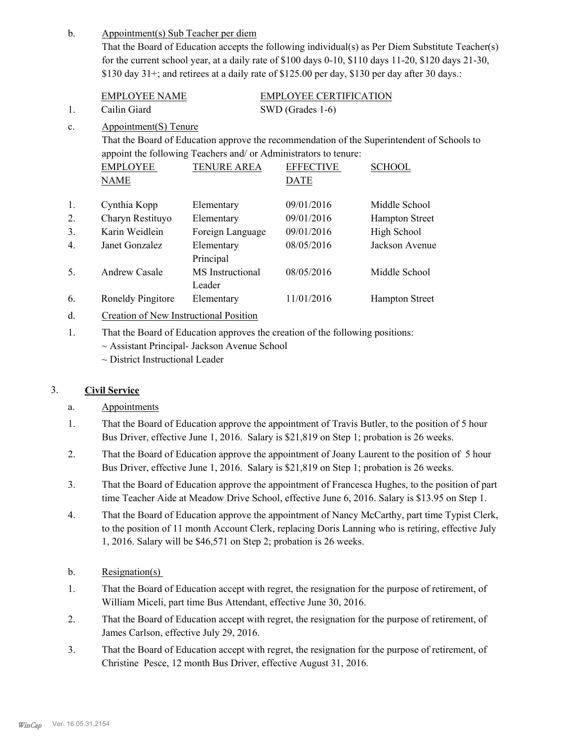b. Appointment(s) Sub Teacher per diem

That the Board of Education accepts the following individual(s) as Per Diem Substitute Teacher(s) for the current school year, at a daily rate of $100 days 0-10, $110 days 11-20, $120 days 21-30, $130 day 31+; and retirees at a daily rate of $125.00 per day, $130 per day after 30 days.:

| | EMPLOYEE NAME | EMPLOYEE CERTIFICATION |
|---|---|---|
| 1. | Cailin Giard | SWD (Grades 1-6) |

c. Appointment(S) Tenure

That the Board of Education approve the recommendation of the Superintendent of Schools to appoint the following Teachers and/ or Administrators to tenure:

| | EMPLOYEE NAME | TENURE AREA | EFFECTIVE DATE | SCHOOL |
|---|---|---|---|---|
| 1. | Cynthia Kopp | Elementary | 09/01/2016 | Middle School |
| 2. | Charyn Restituyo | Elementary | 09/01/2016 | Hampton Street |
| 3. | Karin Weidlein | Foreign Language | 09/01/2016 | High School |
| 4. | Janet Gonzalez | Elementary Principal | 08/05/2016 | Jackson Avenue |
| 5. | Andrew Casale | MS Instructional Leader | 08/05/2016 | Middle School |
| 6. | Roneldy Pingitore | Elementary | 11/01/2016 | Hampton Street |

d. Creation of New Instructional Position

1. That the Board of Education approves the creation of the following positions:
   ~ Assistant Principal- Jackson Avenue School
   ~ District Instructional Leader

## 3. Civil Service

a. Appointments

1. That the Board of Education approve the appointment of Travis Butler, to the position of 5 hour Bus Driver, effective June 1, 2016. Salary is $21,819 on Step 1; probation is 26 weeks.
2. That the Board of Education approve the appointment of Joany Laurent to the position of 5 hour Bus Driver, effective June 1, 2016. Salary is $21,819 on Step 1; probation is 26 weeks.
3. That the Board of Education approve the appointment of Francesca Hughes, to the position of part time Teacher Aide at Meadow Drive School, effective June 6, 2016. Salary is $13.95 on Step 1.
4. That the Board of Education approve the appointment of Nancy McCarthy, part time Typist Clerk, to the position of 11 month Account Clerk, replacing Doris Lanning who is retiring, effective July 1, 2016. Salary will be $46,571 on Step 2; probation is 26 weeks.

b. Resignation(s)

1. That the Board of Education accept with regret, the resignation for the purpose of retirement, of William Miceli, part time Bus Attendant, effective June 30, 2016.
2. That the Board of Education accept with regret, the resignation for the purpose of retirement, of James Carlson, effective July 29, 2016.
3. That the Board of Education accept with regret, the resignation for the purpose of retirement, of Christine Pesce, 12 month Bus Driver, effective August 31, 2016.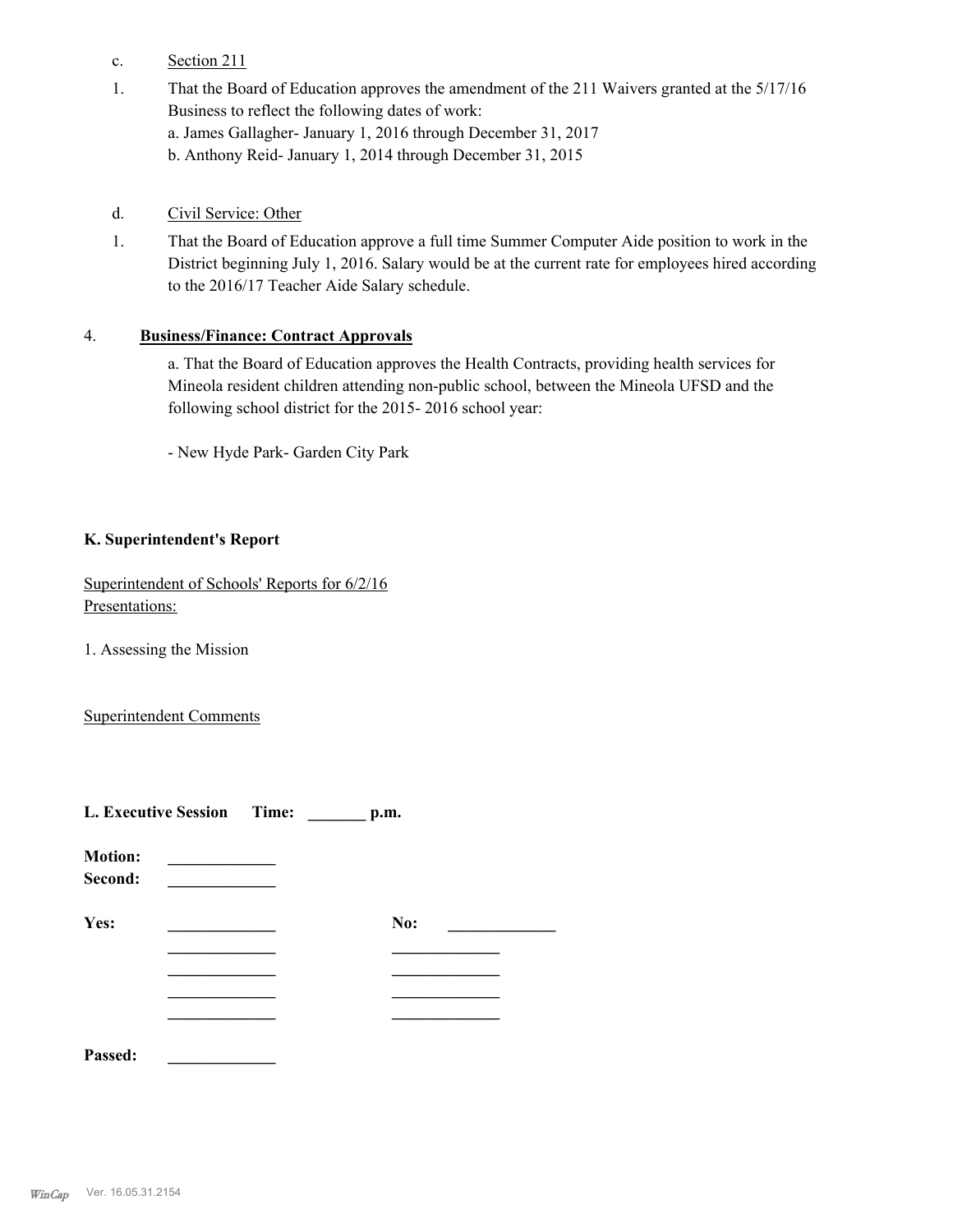c. Section 211

1. That the Board of Education approves the amendment of the 211 Waivers granted at the 5/17/16 Business to reflect the following dates of work:
   a. James Gallagher- January 1, 2016 through December 31, 2017
   b. Anthony Reid- January 1, 2014 through December 31, 2015

d. Civil Service: Other

1. That the Board of Education approve a full time Summer Computer Aide position to work in the District beginning July 1, 2016. Salary would be at the current rate for employees hired according to the 2016/17 Teacher Aide Salary schedule.

4. **Business/Finance: Contract Approvals**

   a. That the Board of Education approves the Health Contracts, providing health services for Mineola resident children attending non-public school, between the Mineola UFSD and the following school district for the 2015- 2016 school year:

   - New Hyde Park- Garden City Park

**K. Superintendent's Report**

Superintendent of Schools' Reports for 6/2/16
Presentations:

1. Assessing the Mission

Superintendent Comments

**L. Executive Session Time: _______ p.m.**

**Motion:** _____________
**Second:** _____________

**Yes:** _____________ **No:** _____________
_____________ _____________
_____________ _____________
_____________ _____________
_____________ _____________

**Passed:** _____________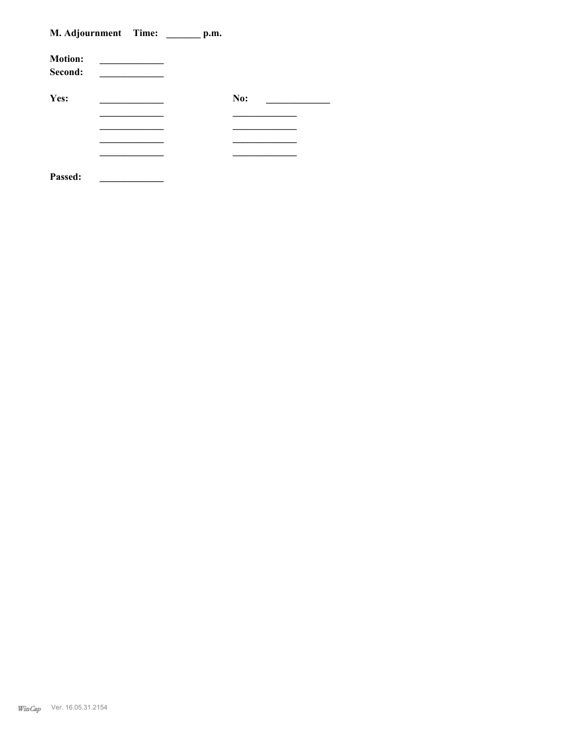**M. Adjournment Time: _______ p.m.**

**Motion:** _____________
**Second:** _____________

| | | | |
|---|---|---|---|
| **Yes:** | _____________ | **No:** | _____________ |
| | _____________ | | _____________ |
| | _____________ | | _____________ |
| | _____________ | | _____________ |
| | _____________ | | _____________ |

**Passed:** _____________